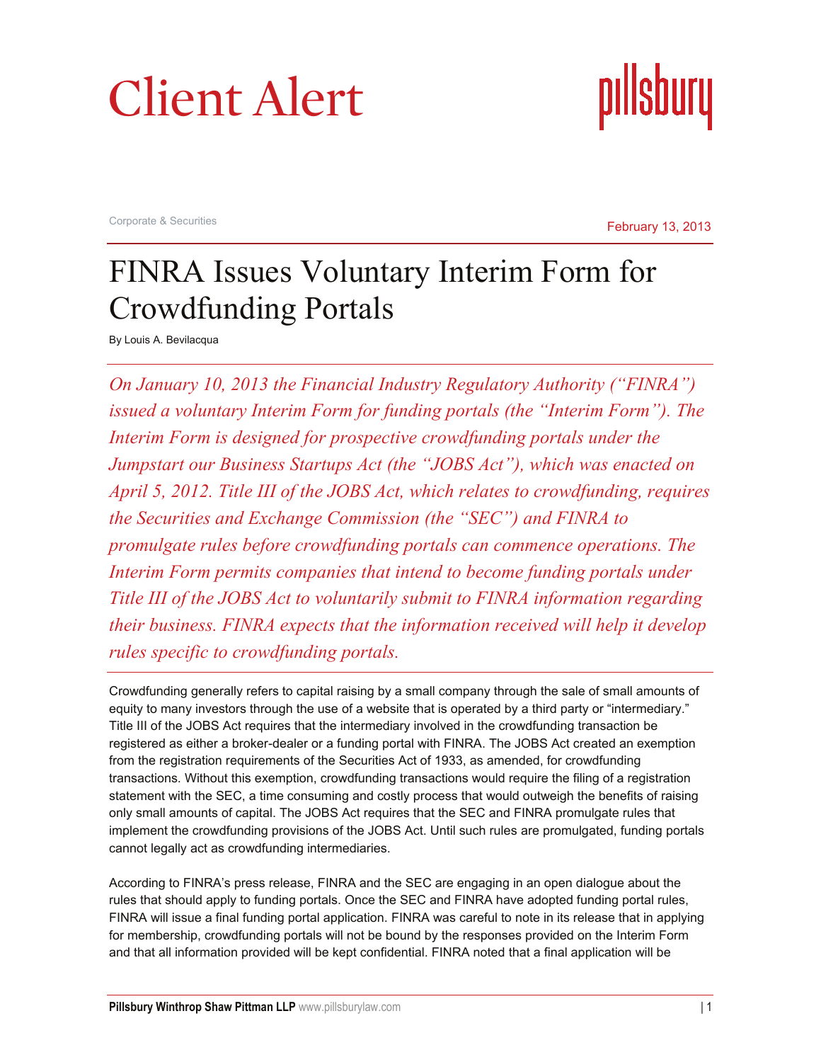# Client Alert

Corporate & Securities

February 13, 2013

## FINRA Issues Voluntary Interim Form for Crowdfunding Portals

By Louis A. Bevilacqua

*On January 10, 2013 the Financial Industry Regulatory Authority ("FINRA") issued a voluntary Interim Form for funding portals (the "Interim Form"). The Interim Form is designed for prospective crowdfunding portals under the Jumpstart our Business Startups Act (the "JOBS Act"), which was enacted on April 5, 2012. Title III of the JOBS Act, which relates to crowdfunding, requires the Securities and Exchange Commission (the "SEC") and FINRA to promulgate rules before crowdfunding portals can commence operations. The Interim Form permits companies that intend to become funding portals under Title III of the JOBS Act to voluntarily submit to FINRA information regarding their business. FINRA expects that the information received will help it develop rules specific to crowdfunding portals.*

Crowdfunding generally refers to capital raising by a small company through the sale of small amounts of equity to many investors through the use of a website that is operated by a third party or "intermediary." Title III of the JOBS Act requires that the intermediary involved in the crowdfunding transaction be registered as either a broker-dealer or a funding portal with FINRA. The JOBS Act created an exemption from the registration requirements of the Securities Act of 1933, as amended, for crowdfunding transactions. Without this exemption, crowdfunding transactions would require the filing of a registration statement with the SEC, a time consuming and costly process that would outweigh the benefits of raising only small amounts of capital. The JOBS Act requires that the SEC and FINRA promulgate rules that implement the crowdfunding provisions of the JOBS Act. Until such rules are promulgated, funding portals cannot legally act as crowdfunding intermediaries.

According to FINRA's press release, FINRA and the SEC are engaging in an open dialogue about the rules that should apply to funding portals. Once the SEC and FINRA have adopted funding portal rules, FINRA will issue a final funding portal application. FINRA was careful to note in its release that in applying for membership, crowdfunding portals will not be bound by the responses provided on the Interim Form and that all information provided will be kept confidential. FINRA noted that a final application will be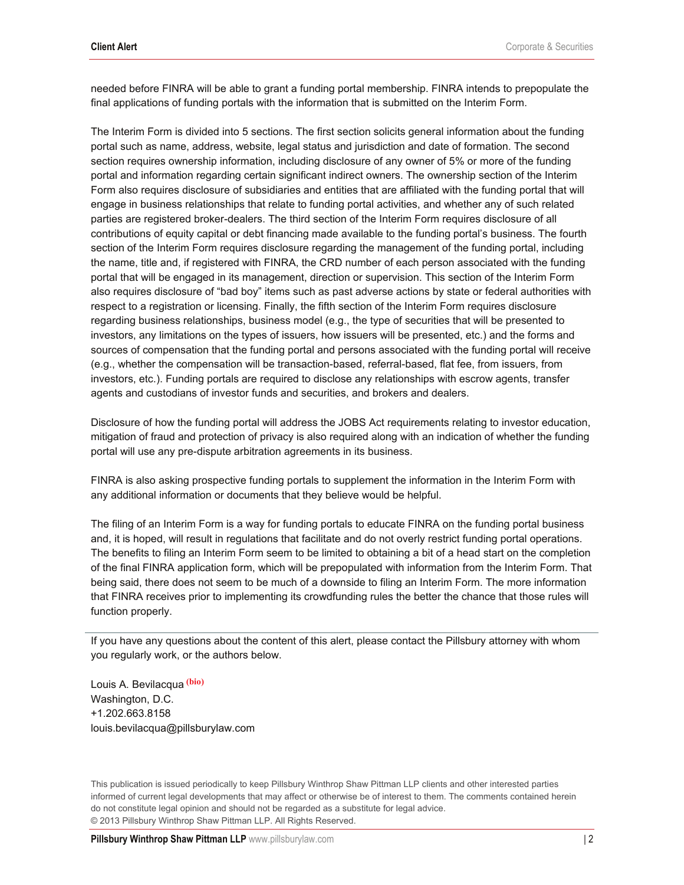needed before FINRA will be able to grant a funding portal membership. FINRA intends to prepopulate the final applications of funding portals with the information that is submitted on the Interim Form.

The Interim Form is divided into 5 sections. The first section solicits general information about the funding portal such as name, address, website, legal status and jurisdiction and date of formation. The second section requires ownership information, including disclosure of any owner of 5% or more of the funding portal and information regarding certain significant indirect owners. The ownership section of the Interim Form also requires disclosure of subsidiaries and entities that are affiliated with the funding portal that will engage in business relationships that relate to funding portal activities, and whether any of such related parties are registered broker-dealers. The third section of the Interim Form requires disclosure of all contributions of equity capital or debt financing made available to the funding portal's business. The fourth section of the Interim Form requires disclosure regarding the management of the funding portal, including the name, title and, if registered with FINRA, the CRD number of each person associated with the funding portal that will be engaged in its management, direction or supervision. This section of the Interim Form also requires disclosure of "bad boy" items such as past adverse actions by state or federal authorities with respect to a registration or licensing. Finally, the fifth section of the Interim Form requires disclosure regarding business relationships, business model (e.g., the type of securities that will be presented to investors, any limitations on the types of issuers, how issuers will be presented, etc.) and the forms and sources of compensation that the funding portal and persons associated with the funding portal will receive (e.g., whether the compensation will be transaction-based, referral-based, flat fee, from issuers, from investors, etc.). Funding portals are required to disclose any relationships with escrow agents, transfer agents and custodians of investor funds and securities, and brokers and dealers.

Disclosure of how the funding portal will address the JOBS Act requirements relating to investor education, mitigation of fraud and protection of privacy is also required along with an indication of whether the funding portal will use any pre-dispute arbitration agreements in its business.

FINRA is also asking prospective funding portals to supplement the information in the Interim Form with any additional information or documents that they believe would be helpful.

The filing of an Interim Form is a way for funding portals to educate FINRA on the funding portal business and, it is hoped, will result in regulations that facilitate and do not overly restrict funding portal operations. The benefits to filing an Interim Form seem to be limited to obtaining a bit of a head start on the completion of the final FINRA application form, which will be prepopulated with information from the Interim Form. That being said, there does not seem to be much of a downside to filing an Interim Form. The more information that FINRA receives prior to implementing its crowdfunding rules the better the chance that those rules will function properly.

---

If you have any questions about the content of this alert, please contact the Pillsbury attorney with whom you regularly work, or the authors below.

Louis A. Bevilacqua (bio)
Washington, D.C.
+1.202.663.8158
louis.bevilacqua@pillsburylaw.com

This publication is issued periodically to keep Pillsbury Winthrop Shaw Pittman LLP clients and other interested parties informed of current legal developments that may affect or otherwise be of interest to them. The comments contained herein do not constitute legal opinion and should not be regarded as a substitute for legal advice.
© 2013 Pillsbury Winthrop Shaw Pittman LLP. All Rights Reserved.